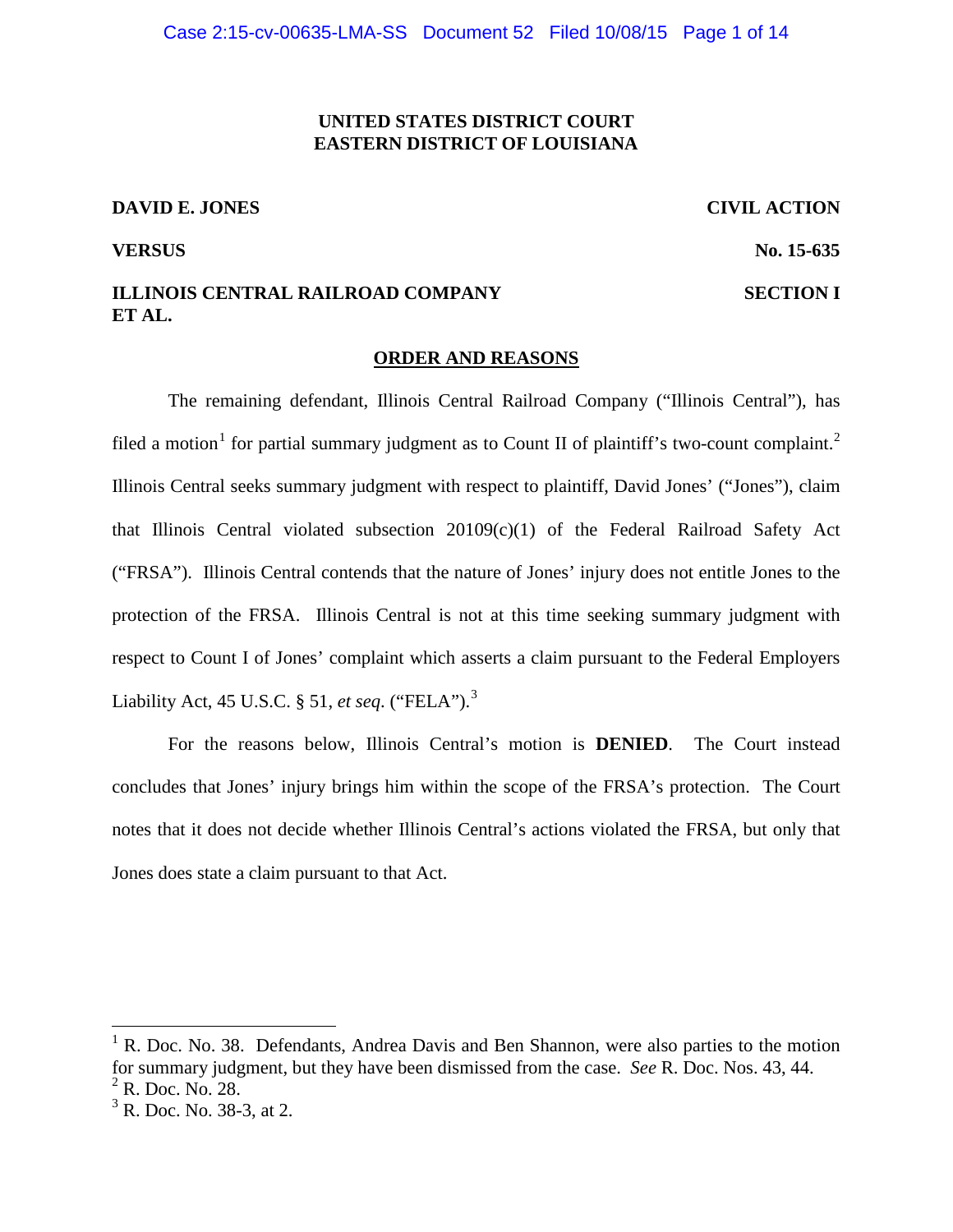**UNITED STATES DISTRICT COURT**
**EASTERN DISTRICT OF LOUISIANA**

**DAVID E. JONES** — **CIVIL ACTION**

**VERSUS** — **No. 15-635**

**ILLINOIS CENTRAL RAILROAD COMPANY ET AL.** — **SECTION I**

**ORDER AND REASONS**

The remaining defendant, Illinois Central Railroad Company ("Illinois Central"), has filed a motion[1] for partial summary judgment as to Count II of plaintiff's two-count complaint.[2] Illinois Central seeks summary judgment with respect to plaintiff, David Jones' ("Jones"), claim that Illinois Central violated subsection 20109(c)(1) of the Federal Railroad Safety Act ("FRSA"). Illinois Central contends that the nature of Jones' injury does not entitle Jones to the protection of the FRSA. Illinois Central is not at this time seeking summary judgment with respect to Count I of Jones' complaint which asserts a claim pursuant to the Federal Employers Liability Act, 45 U.S.C. § 51, *et seq.* ("FELA").[3]

For the reasons below, Illinois Central's motion is **DENIED**. The Court instead concludes that Jones' injury brings him within the scope of the FRSA's protection. The Court notes that it does not decide whether Illinois Central's actions violated the FRSA, but only that Jones does state a claim pursuant to that Act.

---

[1] R. Doc. No. 38. Defendants, Andrea Davis and Ben Shannon, were also parties to the motion for summary judgment, but they have been dismissed from the case. *See* R. Doc. Nos. 43, 44.

[2] R. Doc. No. 28.

[3] R. Doc. No. 38-3, at 2.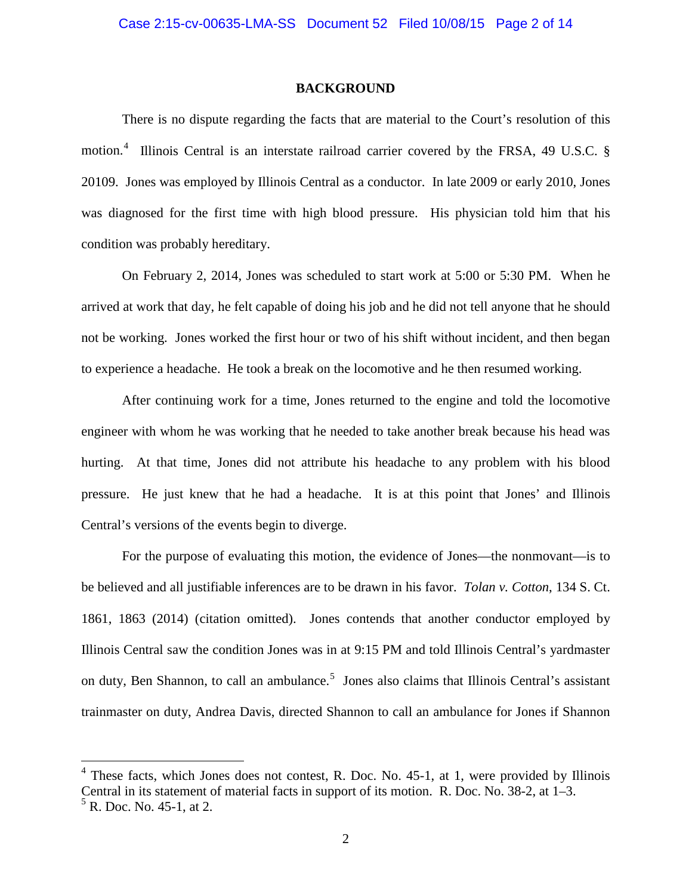## BACKGROUND

There is no dispute regarding the facts that are material to the Court's resolution of this motion.[4] Illinois Central is an interstate railroad carrier covered by the FRSA, 49 U.S.C. § 20109. Jones was employed by Illinois Central as a conductor. In late 2009 or early 2010, Jones was diagnosed for the first time with high blood pressure. His physician told him that his condition was probably hereditary.

On February 2, 2014, Jones was scheduled to start work at 5:00 or 5:30 PM. When he arrived at work that day, he felt capable of doing his job and he did not tell anyone that he should not be working. Jones worked the first hour or two of his shift without incident, and then began to experience a headache. He took a break on the locomotive and he then resumed working.

After continuing work for a time, Jones returned to the engine and told the locomotive engineer with whom he was working that he needed to take another break because his head was hurting. At that time, Jones did not attribute his headache to any problem with his blood pressure. He just knew that he had a headache. It is at this point that Jones' and Illinois Central's versions of the events begin to diverge.

For the purpose of evaluating this motion, the evidence of Jones—the nonmovant—is to be believed and all justifiable inferences are to be drawn in his favor. *Tolan v. Cotton*, 134 S. Ct. 1861, 1863 (2014) (citation omitted). Jones contends that another conductor employed by Illinois Central saw the condition Jones was in at 9:15 PM and told Illinois Central's yardmaster on duty, Ben Shannon, to call an ambulance.[5] Jones also claims that Illinois Central's assistant trainmaster on duty, Andrea Davis, directed Shannon to call an ambulance for Jones if Shannon

---

[4] These facts, which Jones does not contest, R. Doc. No. 45-1, at 1, were provided by Illinois Central in its statement of material facts in support of its motion. R. Doc. No. 38-2, at 1–3.

[5] R. Doc. No. 45-1, at 2.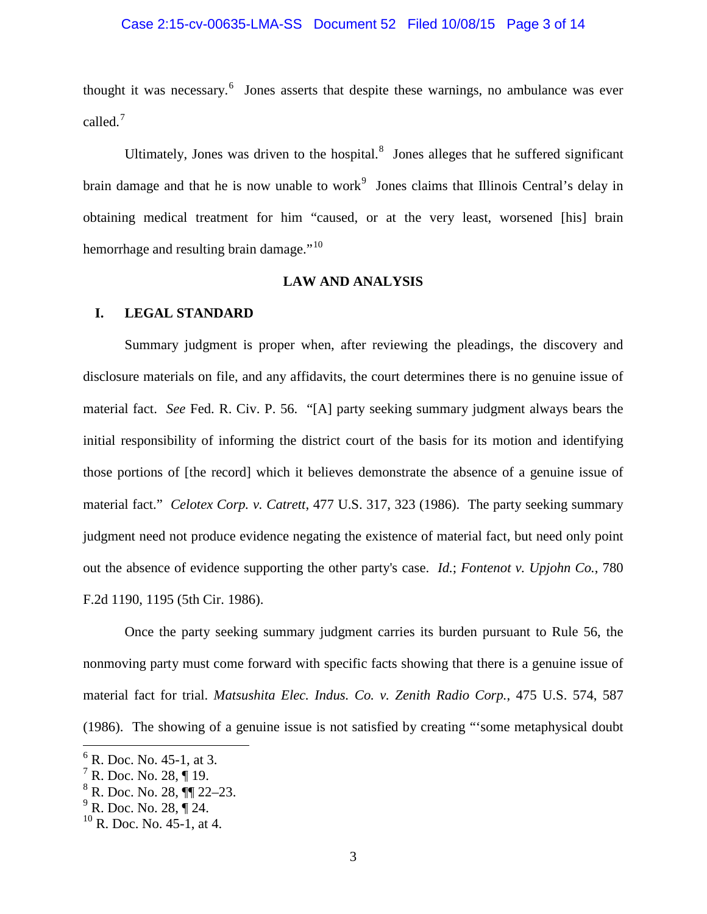thought it was necessary.[6] Jones asserts that despite these warnings, no ambulance was ever called.[7]

Ultimately, Jones was driven to the hospital.[8] Jones alleges that he suffered significant brain damage and that he is now unable to work[9] Jones claims that Illinois Central's delay in obtaining medical treatment for him "caused, or at the very least, worsened [his] brain hemorrhage and resulting brain damage."[10]

## LAW AND ANALYSIS

### I. LEGAL STANDARD

Summary judgment is proper when, after reviewing the pleadings, the discovery and disclosure materials on file, and any affidavits, the court determines there is no genuine issue of material fact. *See* Fed. R. Civ. P. 56. "[A] party seeking summary judgment always bears the initial responsibility of informing the district court of the basis for its motion and identifying those portions of [the record] which it believes demonstrate the absence of a genuine issue of material fact." *Celotex Corp. v. Catrett*, 477 U.S. 317, 323 (1986). The party seeking summary judgment need not produce evidence negating the existence of material fact, but need only point out the absence of evidence supporting the other party's case. *Id.*; *Fontenot v. Upjohn Co.*, 780 F.2d 1190, 1195 (5th Cir. 1986).

Once the party seeking summary judgment carries its burden pursuant to Rule 56, the nonmoving party must come forward with specific facts showing that there is a genuine issue of material fact for trial. *Matsushita Elec. Indus. Co. v. Zenith Radio Corp.*, 475 U.S. 574, 587 (1986). The showing of a genuine issue is not satisfied by creating "'some metaphysical doubt

---

[6] R. Doc. No. 45-1, at 3.

[7] R. Doc. No. 28, ¶ 19.

[8] R. Doc. No. 28, ¶¶ 22–23.

[9] R. Doc. No. 28, ¶ 24.

[10] R. Doc. No. 45-1, at 4.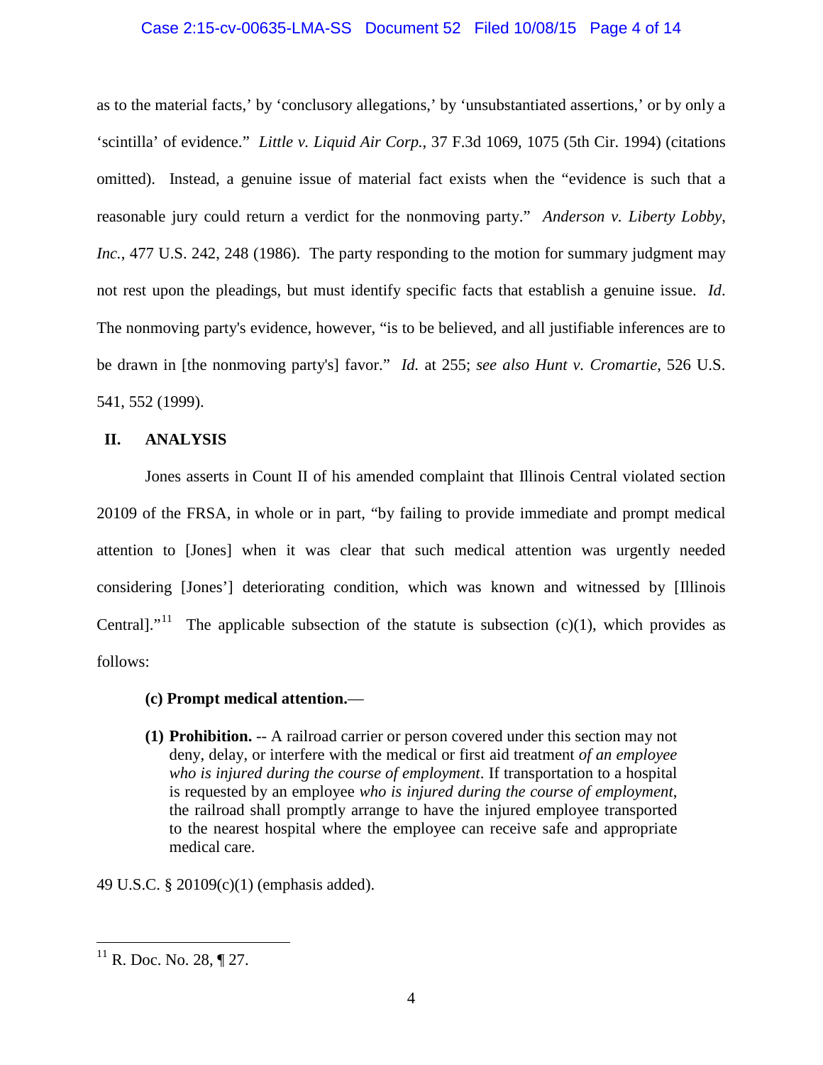as to the material facts,' by 'conclusory allegations,' by 'unsubstantiated assertions,' or by only a 'scintilla' of evidence." *Little v. Liquid Air Corp.*, 37 F.3d 1069, 1075 (5th Cir. 1994) (citations omitted). Instead, a genuine issue of material fact exists when the "evidence is such that a reasonable jury could return a verdict for the nonmoving party." *Anderson v. Liberty Lobby, Inc.*, 477 U.S. 242, 248 (1986). The party responding to the motion for summary judgment may not rest upon the pleadings, but must identify specific facts that establish a genuine issue. *Id*. The nonmoving party's evidence, however, "is to be believed, and all justifiable inferences are to be drawn in [the nonmoving party's] favor." *Id.* at 255; *see also Hunt v. Cromartie*, 526 U.S. 541, 552 (1999).

## II. ANALYSIS

Jones asserts in Count II of his amended complaint that Illinois Central violated section 20109 of the FRSA, in whole or in part, "by failing to provide immediate and prompt medical attention to [Jones] when it was clear that such medical attention was urgently needed considering [Jones'] deteriorating condition, which was known and witnessed by [Illinois Central]."[11] The applicable subsection of the statute is subsection (c)(1), which provides as follows:

> **(c) Prompt medical attention.**—
>
> **(1) Prohibition.** -- A railroad carrier or person covered under this section may not deny, delay, or interfere with the medical or first aid treatment *of an employee who is injured during the course of employment*. If transportation to a hospital is requested by an employee *who is injured during the course of employment*, the railroad shall promptly arrange to have the injured employee transported to the nearest hospital where the employee can receive safe and appropriate medical care.

49 U.S.C. § 20109(c)(1) (emphasis added).

---

[11] R. Doc. No. 28, ¶ 27.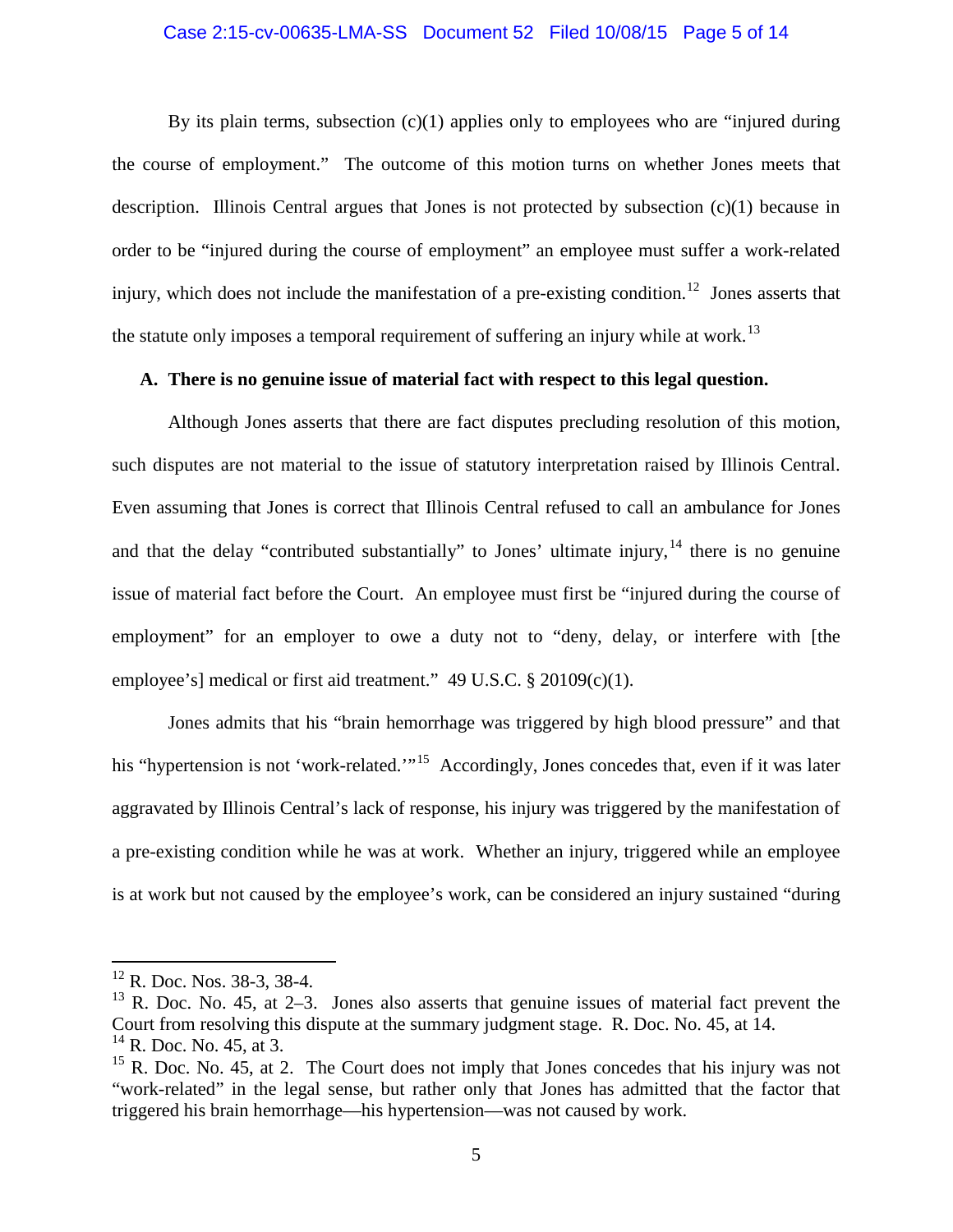By its plain terms, subsection (c)(1) applies only to employees who are "injured during the course of employment." The outcome of this motion turns on whether Jones meets that description. Illinois Central argues that Jones is not protected by subsection (c)(1) because in order to be "injured during the course of employment" an employee must suffer a work-related injury, which does not include the manifestation of a pre-existing condition.[12] Jones asserts that the statute only imposes a temporal requirement of suffering an injury while at work.[13]

**A. There is no genuine issue of material fact with respect to this legal question.**

Although Jones asserts that there are fact disputes precluding resolution of this motion, such disputes are not material to the issue of statutory interpretation raised by Illinois Central. Even assuming that Jones is correct that Illinois Central refused to call an ambulance for Jones and that the delay "contributed substantially" to Jones' ultimate injury,[14] there is no genuine issue of material fact before the Court. An employee must first be "injured during the course of employment" for an employer to owe a duty not to "deny, delay, or interfere with [the employee's] medical or first aid treatment." 49 U.S.C. § 20109(c)(1).

Jones admits that his "brain hemorrhage was triggered by high blood pressure" and that his "hypertension is not 'work-related.'"[15] Accordingly, Jones concedes that, even if it was later aggravated by Illinois Central's lack of response, his injury was triggered by the manifestation of a pre-existing condition while he was at work. Whether an injury, triggered while an employee is at work but not caused by the employee's work, can be considered an injury sustained "during

---

[12] R. Doc. Nos. 38-3, 38-4.

[13] R. Doc. No. 45, at 2–3. Jones also asserts that genuine issues of material fact prevent the Court from resolving this dispute at the summary judgment stage. R. Doc. No. 45, at 14.

[14] R. Doc. No. 45, at 3.

[15] R. Doc. No. 45, at 2. The Court does not imply that Jones concedes that his injury was not "work-related" in the legal sense, but rather only that Jones has admitted that the factor that triggered his brain hemorrhage—his hypertension—was not caused by work.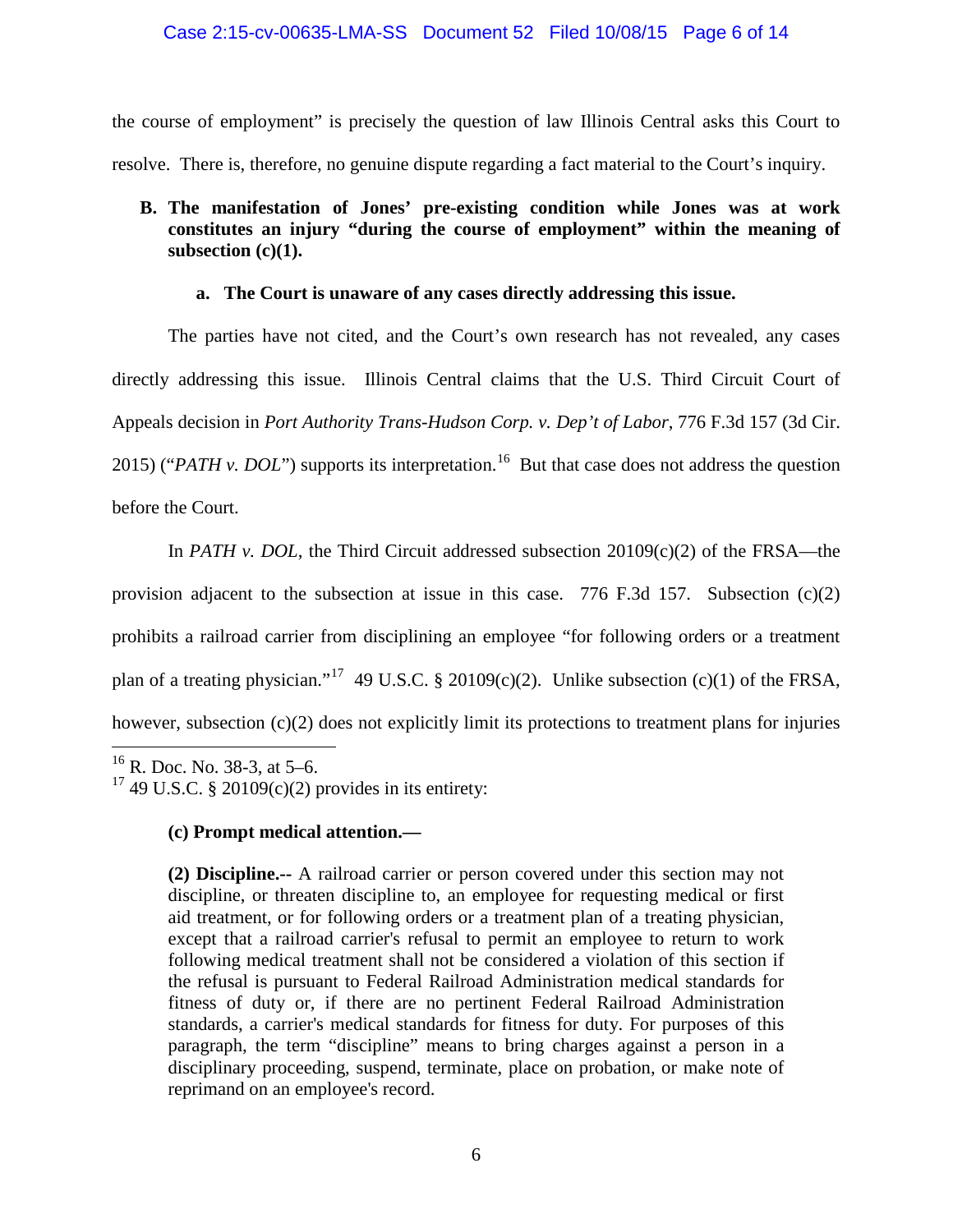the course of employment" is precisely the question of law Illinois Central asks this Court to resolve. There is, therefore, no genuine dispute regarding a fact material to the Court's inquiry.

**B. The manifestation of Jones' pre-existing condition while Jones was at work constitutes an injury "during the course of employment" within the meaning of subsection (c)(1).**

**a. The Court is unaware of any cases directly addressing this issue.**

The parties have not cited, and the Court's own research has not revealed, any cases directly addressing this issue. Illinois Central claims that the U.S. Third Circuit Court of Appeals decision in *Port Authority Trans-Hudson Corp. v. Dep't of Labor*, 776 F.3d 157 (3d Cir. 2015) ("*PATH v. DOL*") supports its interpretation.[16] But that case does not address the question before the Court.

In *PATH v. DOL*, the Third Circuit addressed subsection 20109(c)(2) of the FRSA—the provision adjacent to the subsection at issue in this case. 776 F.3d 157. Subsection (c)(2) prohibits a railroad carrier from disciplining an employee "for following orders or a treatment plan of a treating physician."[17] 49 U.S.C. § 20109(c)(2). Unlike subsection (c)(1) of the FRSA, however, subsection (c)(2) does not explicitly limit its protections to treatment plans for injuries

---

[16] R. Doc. No. 38-3, at 5–6.

[17] 49 U.S.C. § 20109(c)(2) provides in its entirety:

> **(c) Prompt medical attention.—**
>
> **(2) Discipline.--** A railroad carrier or person covered under this section may not discipline, or threaten discipline to, an employee for requesting medical or first aid treatment, or for following orders or a treatment plan of a treating physician, except that a railroad carrier's refusal to permit an employee to return to work following medical treatment shall not be considered a violation of this section if the refusal is pursuant to Federal Railroad Administration medical standards for fitness of duty or, if there are no pertinent Federal Railroad Administration standards, a carrier's medical standards for fitness for duty. For purposes of this paragraph, the term "discipline" means to bring charges against a person in a disciplinary proceeding, suspend, terminate, place on probation, or make note of reprimand on an employee's record.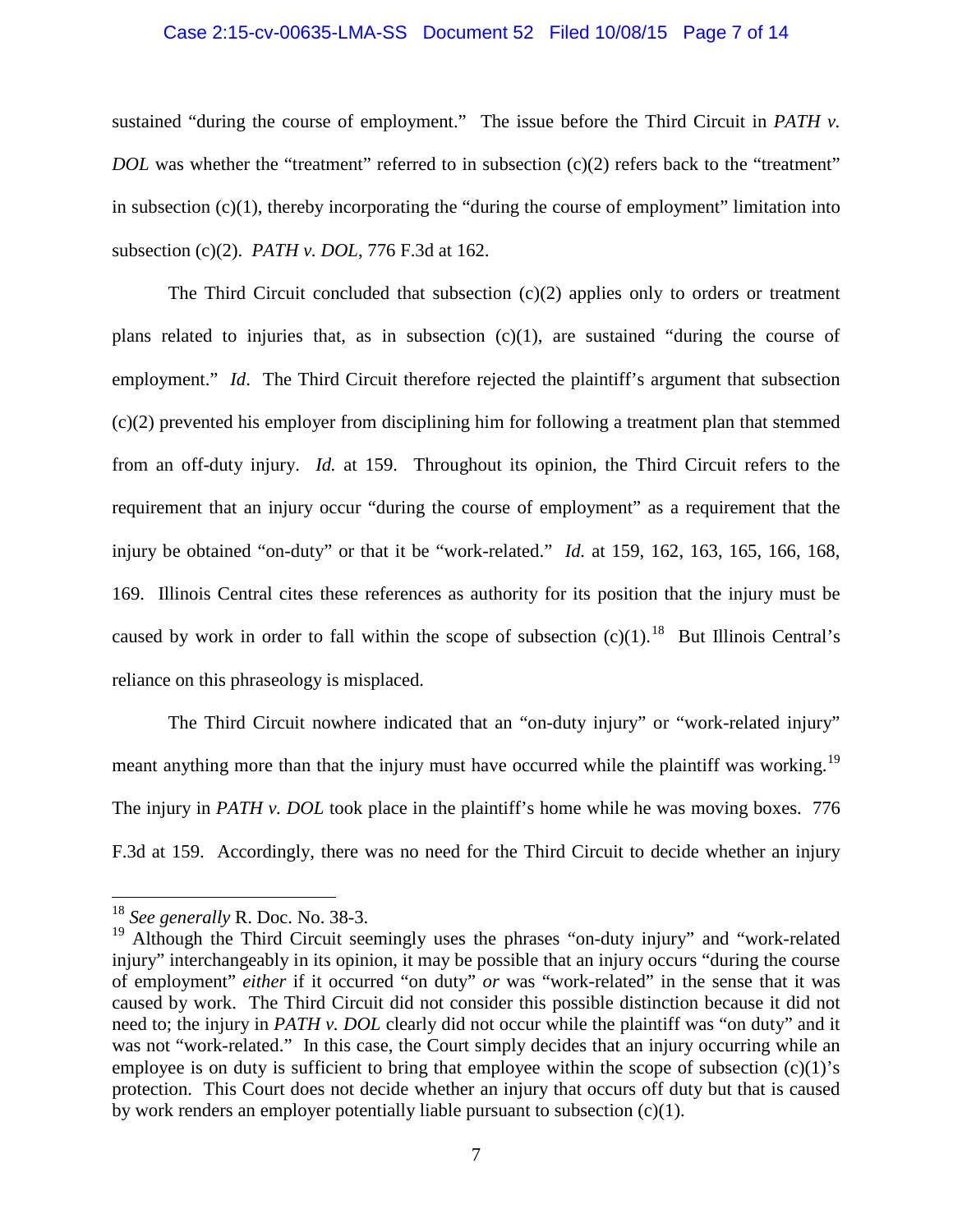sustained "during the course of employment." The issue before the Third Circuit in *PATH v. DOL* was whether the "treatment" referred to in subsection (c)(2) refers back to the "treatment" in subsection (c)(1), thereby incorporating the "during the course of employment" limitation into subsection (c)(2). *PATH v. DOL*, 776 F.3d at 162.

The Third Circuit concluded that subsection (c)(2) applies only to orders or treatment plans related to injuries that, as in subsection (c)(1), are sustained "during the course of employment." *Id*. The Third Circuit therefore rejected the plaintiff's argument that subsection (c)(2) prevented his employer from disciplining him for following a treatment plan that stemmed from an off-duty injury. *Id.* at 159. Throughout its opinion, the Third Circuit refers to the requirement that an injury occur "during the course of employment" as a requirement that the injury be obtained "on-duty" or that it be "work-related." *Id.* at 159, 162, 163, 165, 166, 168, 169. Illinois Central cites these references as authority for its position that the injury must be caused by work in order to fall within the scope of subsection (c)(1).[18] But Illinois Central's reliance on this phraseology is misplaced.

The Third Circuit nowhere indicated that an "on-duty injury" or "work-related injury" meant anything more than that the injury must have occurred while the plaintiff was working.[19] The injury in *PATH v. DOL* took place in the plaintiff's home while he was moving boxes. 776 F.3d at 159. Accordingly, there was no need for the Third Circuit to decide whether an injury

---

[18] *See generally* R. Doc. No. 38-3.

[19] Although the Third Circuit seemingly uses the phrases "on-duty injury" and "work-related injury" interchangeably in its opinion, it may be possible that an injury occurs "during the course of employment" *either* if it occurred "on duty" *or* was "work-related" in the sense that it was caused by work. The Third Circuit did not consider this possible distinction because it did not need to; the injury in *PATH v. DOL* clearly did not occur while the plaintiff was "on duty" and it was not "work-related." In this case, the Court simply decides that an injury occurring while an employee is on duty is sufficient to bring that employee within the scope of subsection (c)(1)'s protection. This Court does not decide whether an injury that occurs off duty but that is caused by work renders an employer potentially liable pursuant to subsection (c)(1).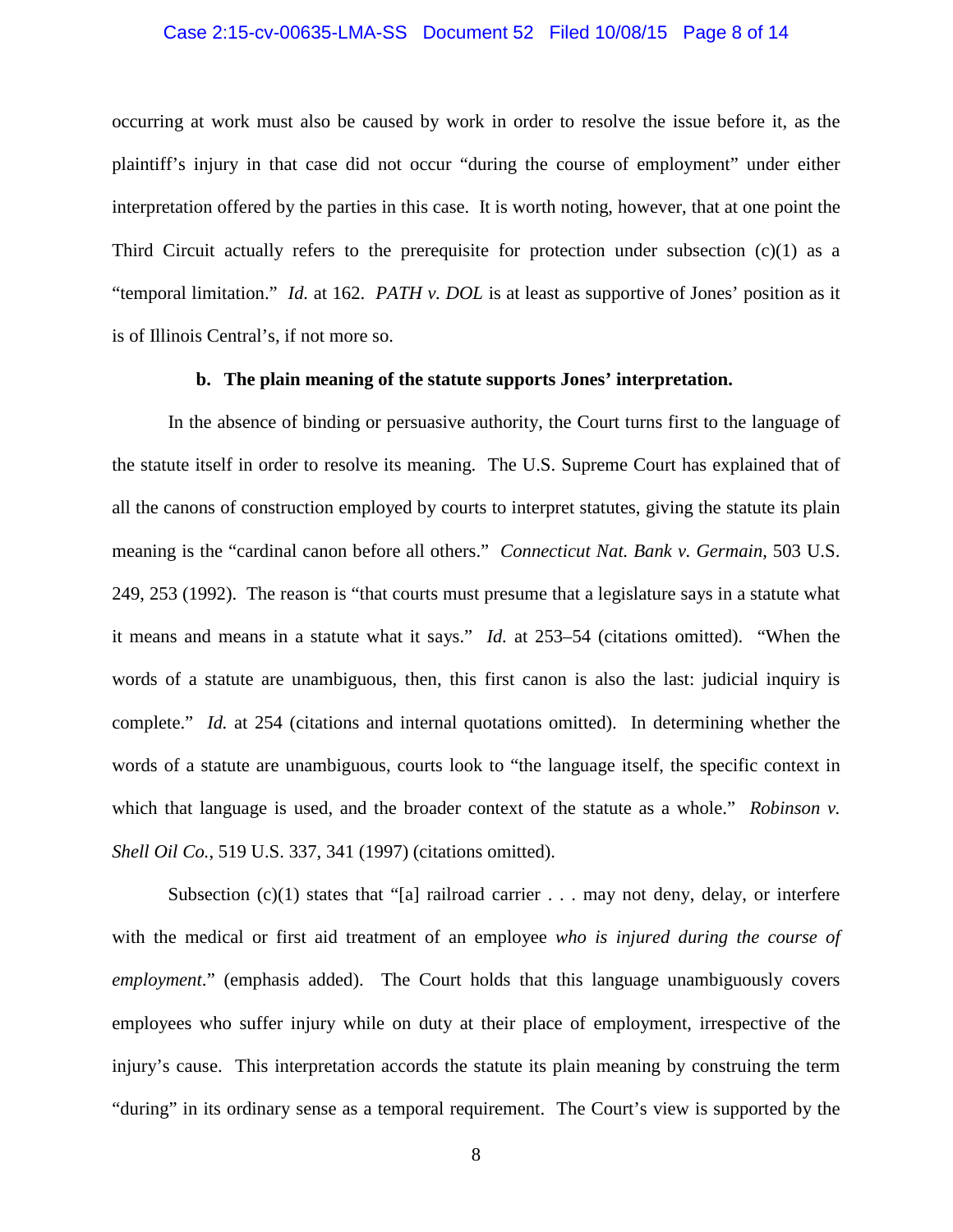occurring at work must also be caused by work in order to resolve the issue before it, as the plaintiff's injury in that case did not occur "during the course of employment" under either interpretation offered by the parties in this case. It is worth noting, however, that at one point the Third Circuit actually refers to the prerequisite for protection under subsection (c)(1) as a "temporal limitation." *Id.* at 162. *PATH v. DOL* is at least as supportive of Jones' position as it is of Illinois Central's, if not more so.

**b. The plain meaning of the statute supports Jones' interpretation.**

In the absence of binding or persuasive authority, the Court turns first to the language of the statute itself in order to resolve its meaning. The U.S. Supreme Court has explained that of all the canons of construction employed by courts to interpret statutes, giving the statute its plain meaning is the "cardinal canon before all others." *Connecticut Nat. Bank v. Germain*, 503 U.S. 249, 253 (1992). The reason is "that courts must presume that a legislature says in a statute what it means and means in a statute what it says." *Id.* at 253–54 (citations omitted). "When the words of a statute are unambiguous, then, this first canon is also the last: judicial inquiry is complete." *Id.* at 254 (citations and internal quotations omitted). In determining whether the words of a statute are unambiguous, courts look to "the language itself, the specific context in which that language is used, and the broader context of the statute as a whole." *Robinson v. Shell Oil Co.*, 519 U.S. 337, 341 (1997) (citations omitted).

Subsection (c)(1) states that "[a] railroad carrier . . . may not deny, delay, or interfere with the medical or first aid treatment of an employee *who is injured during the course of employment*." (emphasis added). The Court holds that this language unambiguously covers employees who suffer injury while on duty at their place of employment, irrespective of the injury's cause. This interpretation accords the statute its plain meaning by construing the term "during" in its ordinary sense as a temporal requirement. The Court's view is supported by the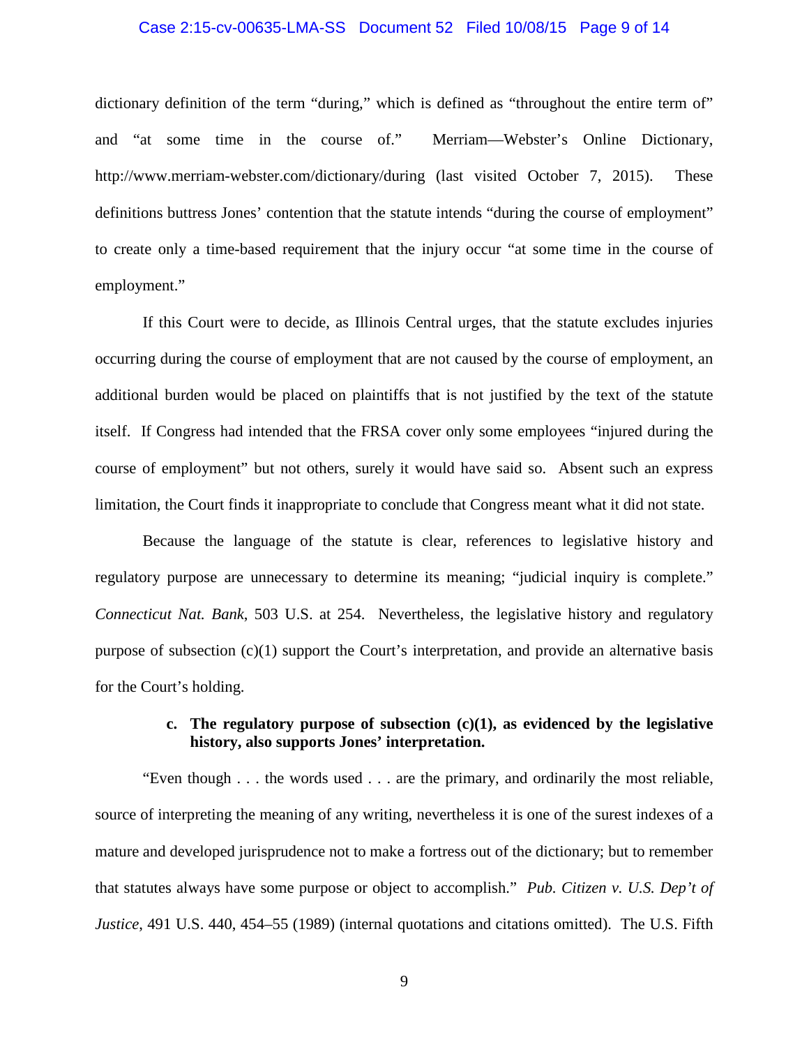dictionary definition of the term "during," which is defined as "throughout the entire term of" and "at some time in the course of." Merriam—Webster's Online Dictionary, http://www.merriam-webster.com/dictionary/during (last visited October 7, 2015). These definitions buttress Jones' contention that the statute intends "during the course of employment" to create only a time-based requirement that the injury occur "at some time in the course of employment."

If this Court were to decide, as Illinois Central urges, that the statute excludes injuries occurring during the course of employment that are not caused by the course of employment, an additional burden would be placed on plaintiffs that is not justified by the text of the statute itself. If Congress had intended that the FRSA cover only some employees "injured during the course of employment" but not others, surely it would have said so. Absent such an express limitation, the Court finds it inappropriate to conclude that Congress meant what it did not state.

Because the language of the statute is clear, references to legislative history and regulatory purpose are unnecessary to determine its meaning; "judicial inquiry is complete." *Connecticut Nat. Bank*, 503 U.S. at 254. Nevertheless, the legislative history and regulatory purpose of subsection (c)(1) support the Court's interpretation, and provide an alternative basis for the Court's holding.

**c. The regulatory purpose of subsection (c)(1), as evidenced by the legislative history, also supports Jones' interpretation.**

"Even though . . . the words used . . . are the primary, and ordinarily the most reliable, source of interpreting the meaning of any writing, nevertheless it is one of the surest indexes of a mature and developed jurisprudence not to make a fortress out of the dictionary; but to remember that statutes always have some purpose or object to accomplish." *Pub. Citizen v. U.S. Dep't of Justice*, 491 U.S. 440, 454–55 (1989) (internal quotations and citations omitted). The U.S. Fifth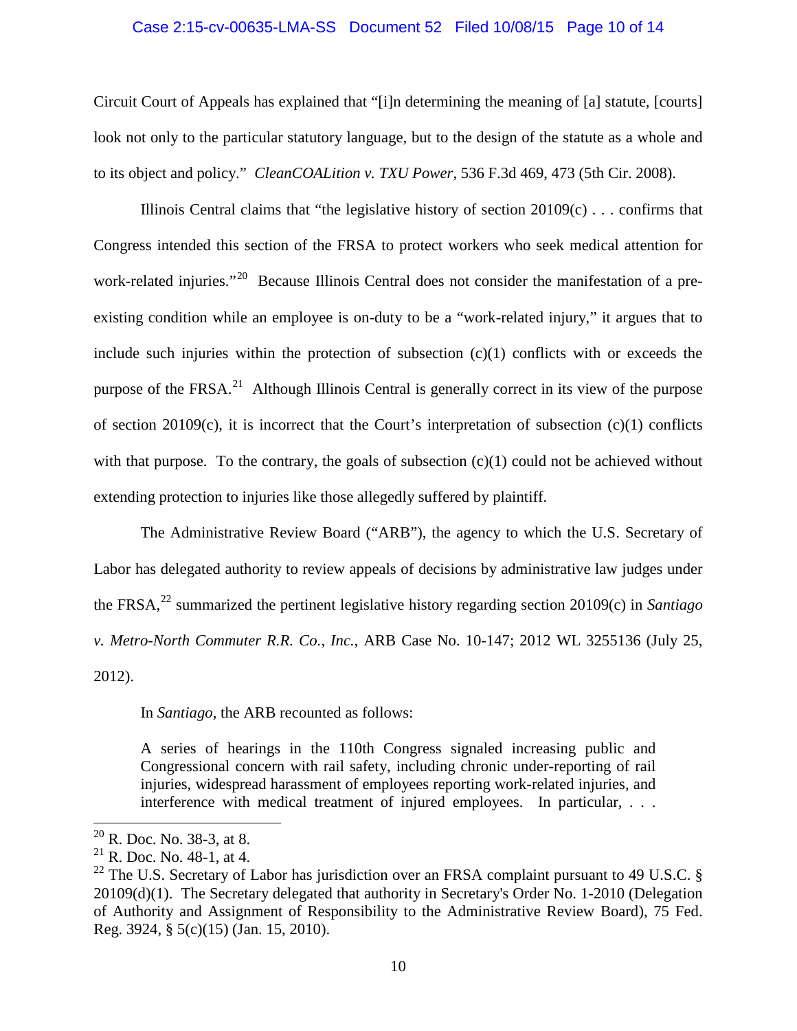Circuit Court of Appeals has explained that "[i]n determining the meaning of [a] statute, [courts] look not only to the particular statutory language, but to the design of the statute as a whole and to its object and policy." *CleanCOALition v. TXU Power*, 536 F.3d 469, 473 (5th Cir. 2008).

Illinois Central claims that "the legislative history of section 20109(c) . . . confirms that Congress intended this section of the FRSA to protect workers who seek medical attention for work-related injuries."[20] Because Illinois Central does not consider the manifestation of a pre-existing condition while an employee is on-duty to be a "work-related injury," it argues that to include such injuries within the protection of subsection (c)(1) conflicts with or exceeds the purpose of the FRSA.[21] Although Illinois Central is generally correct in its view of the purpose of section 20109(c), it is incorrect that the Court's interpretation of subsection (c)(1) conflicts with that purpose. To the contrary, the goals of subsection (c)(1) could not be achieved without extending protection to injuries like those allegedly suffered by plaintiff.

The Administrative Review Board ("ARB"), the agency to which the U.S. Secretary of Labor has delegated authority to review appeals of decisions by administrative law judges under the FRSA,[22] summarized the pertinent legislative history regarding section 20109(c) in *Santiago v. Metro-North Commuter R.R. Co., Inc.*, ARB Case No. 10-147; 2012 WL 3255136 (July 25, 2012).

In *Santiago*, the ARB recounted as follows:

> A series of hearings in the 110th Congress signaled increasing public and Congressional concern with rail safety, including chronic under-reporting of rail injuries, widespread harassment of employees reporting work-related injuries, and interference with medical treatment of injured employees. In particular, . . .

---

[20] R. Doc. No. 38-3, at 8.

[21] R. Doc. No. 48-1, at 4.

[22] The U.S. Secretary of Labor has jurisdiction over an FRSA complaint pursuant to 49 U.S.C. § 20109(d)(1). The Secretary delegated that authority in Secretary's Order No. 1-2010 (Delegation of Authority and Assignment of Responsibility to the Administrative Review Board), 75 Fed. Reg. 3924, § 5(c)(15) (Jan. 15, 2010).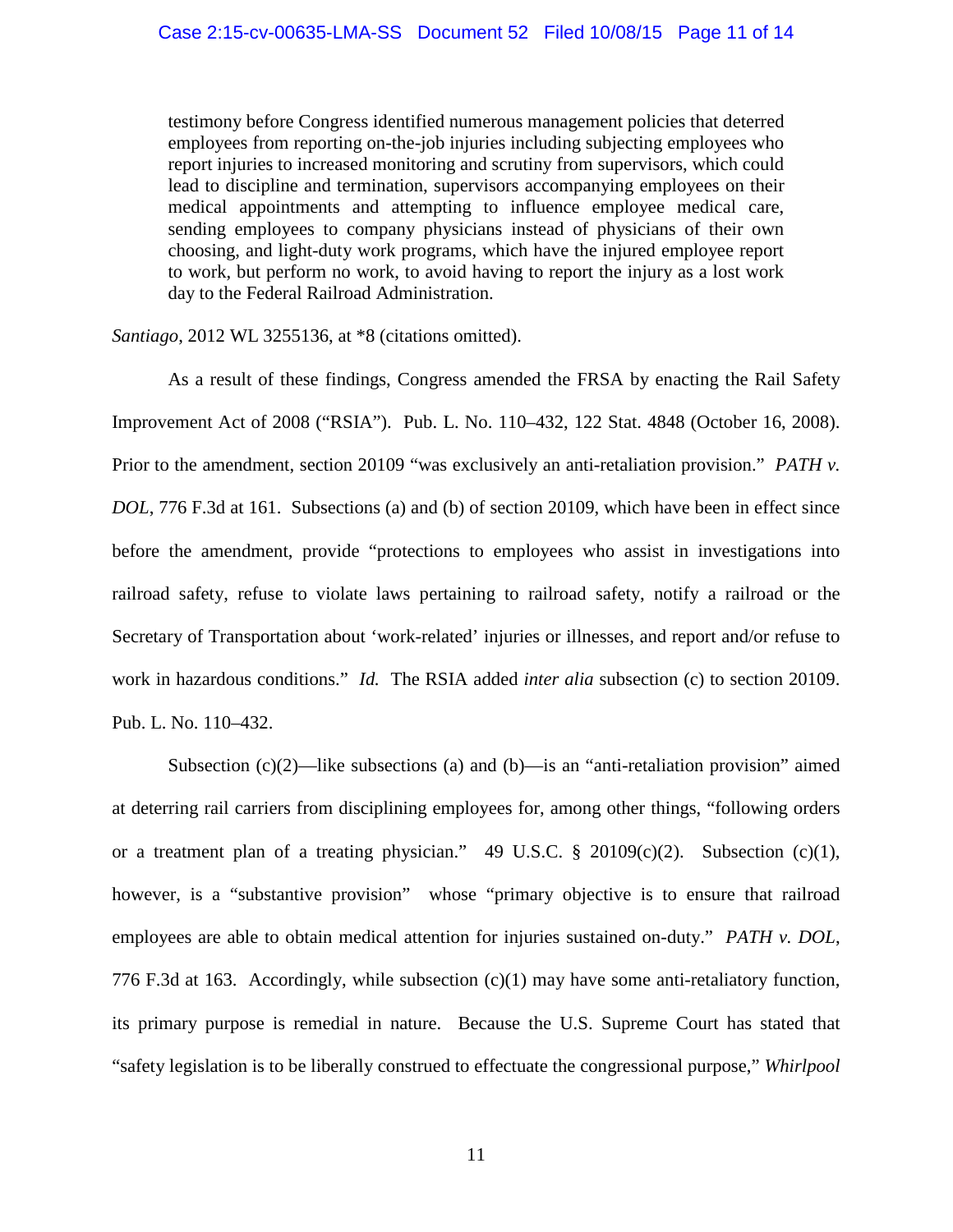> testimony before Congress identified numerous management policies that deterred employees from reporting on-the-job injuries including subjecting employees who report injuries to increased monitoring and scrutiny from supervisors, which could lead to discipline and termination, supervisors accompanying employees on their medical appointments and attempting to influence employee medical care, sending employees to company physicians instead of physicians of their own choosing, and light-duty work programs, which have the injured employee report to work, but perform no work, to avoid having to report the injury as a lost work day to the Federal Railroad Administration.

*Santiago*, 2012 WL 3255136, at *8 (citations omitted).

As a result of these findings, Congress amended the FRSA by enacting the Rail Safety Improvement Act of 2008 ("RSIA"). Pub. L. No. 110–432, 122 Stat. 4848 (October 16, 2008). Prior to the amendment, section 20109 "was exclusively an anti-retaliation provision." *PATH v. DOL*, 776 F.3d at 161. Subsections (a) and (b) of section 20109, which have been in effect since before the amendment, provide "protections to employees who assist in investigations into railroad safety, refuse to violate laws pertaining to railroad safety, notify a railroad or the Secretary of Transportation about 'work-related' injuries or illnesses, and report and/or refuse to work in hazardous conditions." *Id.* The RSIA added *inter alia* subsection (c) to section 20109. Pub. L. No. 110–432.

Subsection (c)(2)—like subsections (a) and (b)—is an "anti-retaliation provision" aimed at deterring rail carriers from disciplining employees for, among other things, "following orders or a treatment plan of a treating physician." 49 U.S.C. § 20109(c)(2). Subsection (c)(1), however, is a "substantive provision" whose "primary objective is to ensure that railroad employees are able to obtain medical attention for injuries sustained on-duty." *PATH v. DOL*, 776 F.3d at 163. Accordingly, while subsection (c)(1) may have some anti-retaliatory function, its primary purpose is remedial in nature. Because the U.S. Supreme Court has stated that "safety legislation is to be liberally construed to effectuate the congressional purpose," *Whirlpool*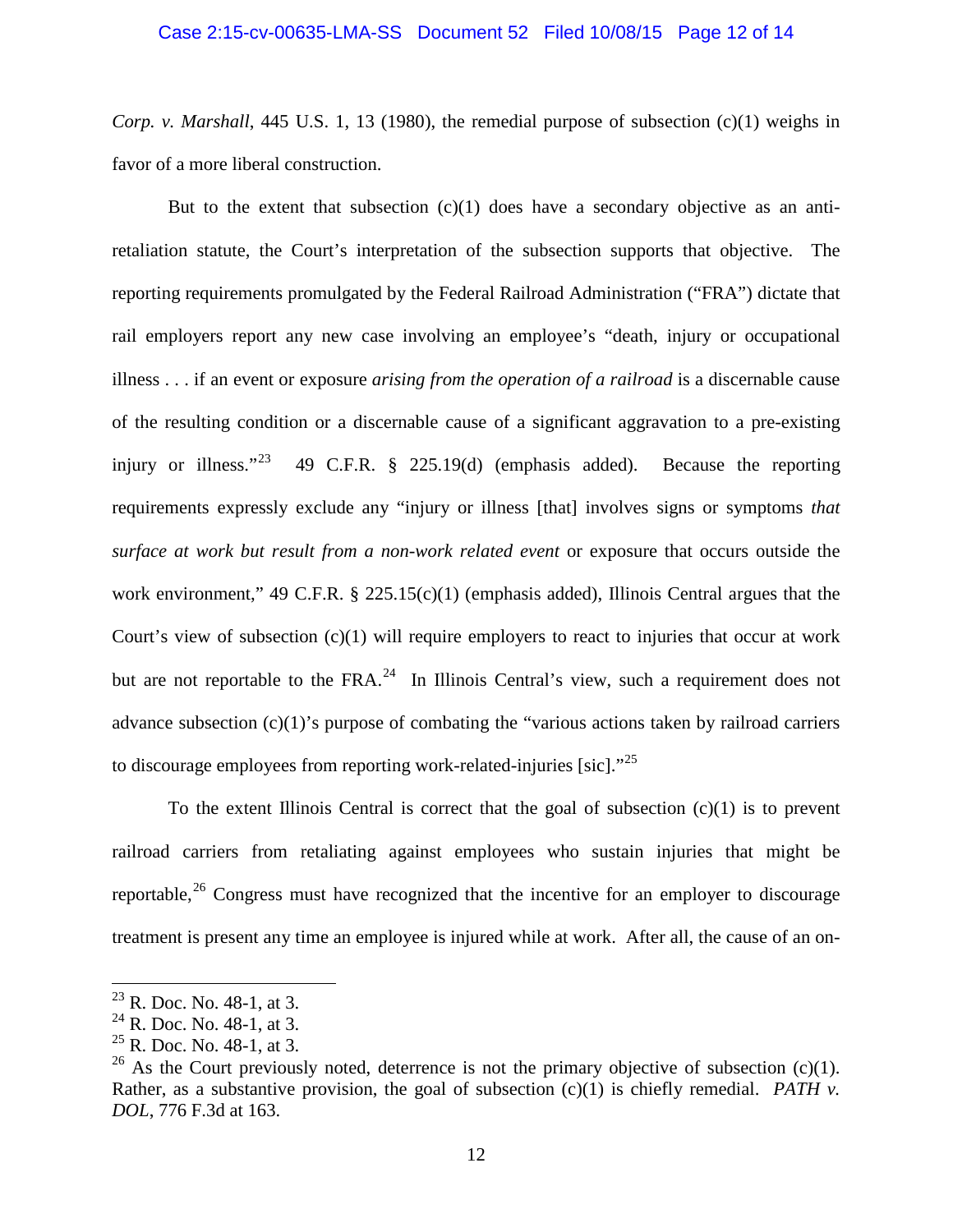*Corp. v. Marshall*, 445 U.S. 1, 13 (1980), the remedial purpose of subsection (c)(1) weighs in favor of a more liberal construction.

But to the extent that subsection (c)(1) does have a secondary objective as an anti-retaliation statute, the Court's interpretation of the subsection supports that objective. The reporting requirements promulgated by the Federal Railroad Administration ("FRA") dictate that rail employers report any new case involving an employee's "death, injury or occupational illness . . . if an event or exposure *arising from the operation of a railroad* is a discernable cause of the resulting condition or a discernable cause of a significant aggravation to a pre-existing injury or illness."[23] 49 C.F.R. § 225.19(d) (emphasis added). Because the reporting requirements expressly exclude any "injury or illness [that] involves signs or symptoms *that surface at work but result from a non-work related event* or exposure that occurs outside the work environment," 49 C.F.R. § 225.15(c)(1) (emphasis added), Illinois Central argues that the Court's view of subsection (c)(1) will require employers to react to injuries that occur at work but are not reportable to the FRA.[24] In Illinois Central's view, such a requirement does not advance subsection (c)(1)'s purpose of combating the "various actions taken by railroad carriers to discourage employees from reporting work-related-injuries [sic]."[25]

To the extent Illinois Central is correct that the goal of subsection (c)(1) is to prevent railroad carriers from retaliating against employees who sustain injuries that might be reportable,[26] Congress must have recognized that the incentive for an employer to discourage treatment is present any time an employee is injured while at work. After all, the cause of an on-

---

[23] R. Doc. No. 48-1, at 3.

[24] R. Doc. No. 48-1, at 3.

[25] R. Doc. No. 48-1, at 3.

[26] As the Court previously noted, deterrence is not the primary objective of subsection (c)(1). Rather, as a substantive provision, the goal of subsection (c)(1) is chiefly remedial. *PATH v. DOL*, 776 F.3d at 163.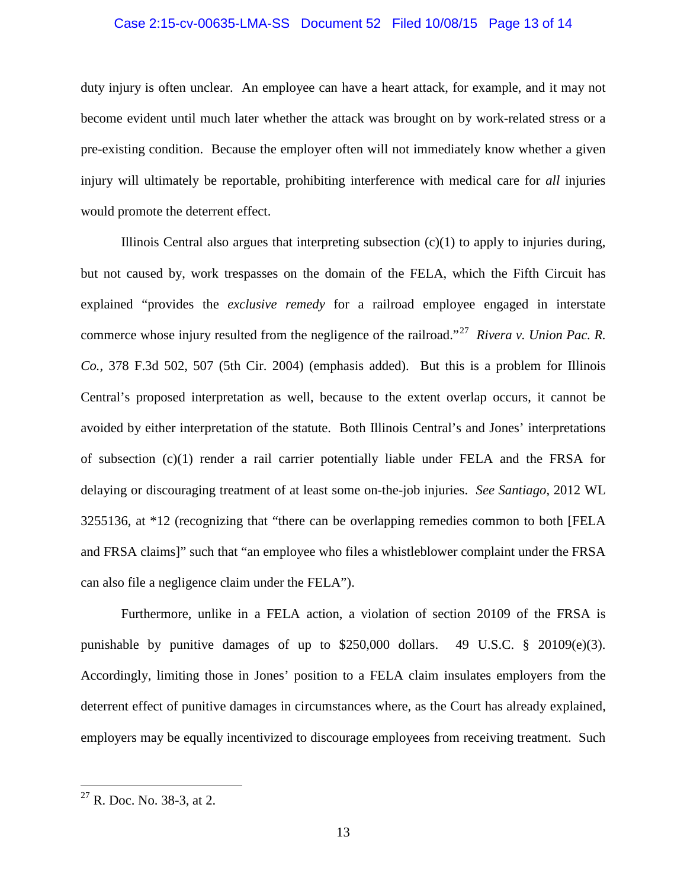duty injury is often unclear. An employee can have a heart attack, for example, and it may not become evident until much later whether the attack was brought on by work-related stress or a pre-existing condition. Because the employer often will not immediately know whether a given injury will ultimately be reportable, prohibiting interference with medical care for *all* injuries would promote the deterrent effect.

Illinois Central also argues that interpreting subsection (c)(1) to apply to injuries during, but not caused by, work trespasses on the domain of the FELA, which the Fifth Circuit has explained "provides the *exclusive remedy* for a railroad employee engaged in interstate commerce whose injury resulted from the negligence of the railroad."[27] *Rivera v. Union Pac. R. Co.*, 378 F.3d 502, 507 (5th Cir. 2004) (emphasis added). But this is a problem for Illinois Central's proposed interpretation as well, because to the extent overlap occurs, it cannot be avoided by either interpretation of the statute. Both Illinois Central's and Jones' interpretations of subsection (c)(1) render a rail carrier potentially liable under FELA and the FRSA for delaying or discouraging treatment of at least some on-the-job injuries. *See Santiago*, 2012 WL 3255136, at *12 (recognizing that "there can be overlapping remedies common to both [FELA and FRSA claims]" such that "an employee who files a whistleblower complaint under the FRSA can also file a negligence claim under the FELA").

Furthermore, unlike in a FELA action, a violation of section 20109 of the FRSA is punishable by punitive damages of up to $250,000 dollars. 49 U.S.C. § 20109(e)(3). Accordingly, limiting those in Jones' position to a FELA claim insulates employers from the deterrent effect of punitive damages in circumstances where, as the Court has already explained, employers may be equally incentivized to discourage employees from receiving treatment. Such

---

[27] R. Doc. No. 38-3, at 2.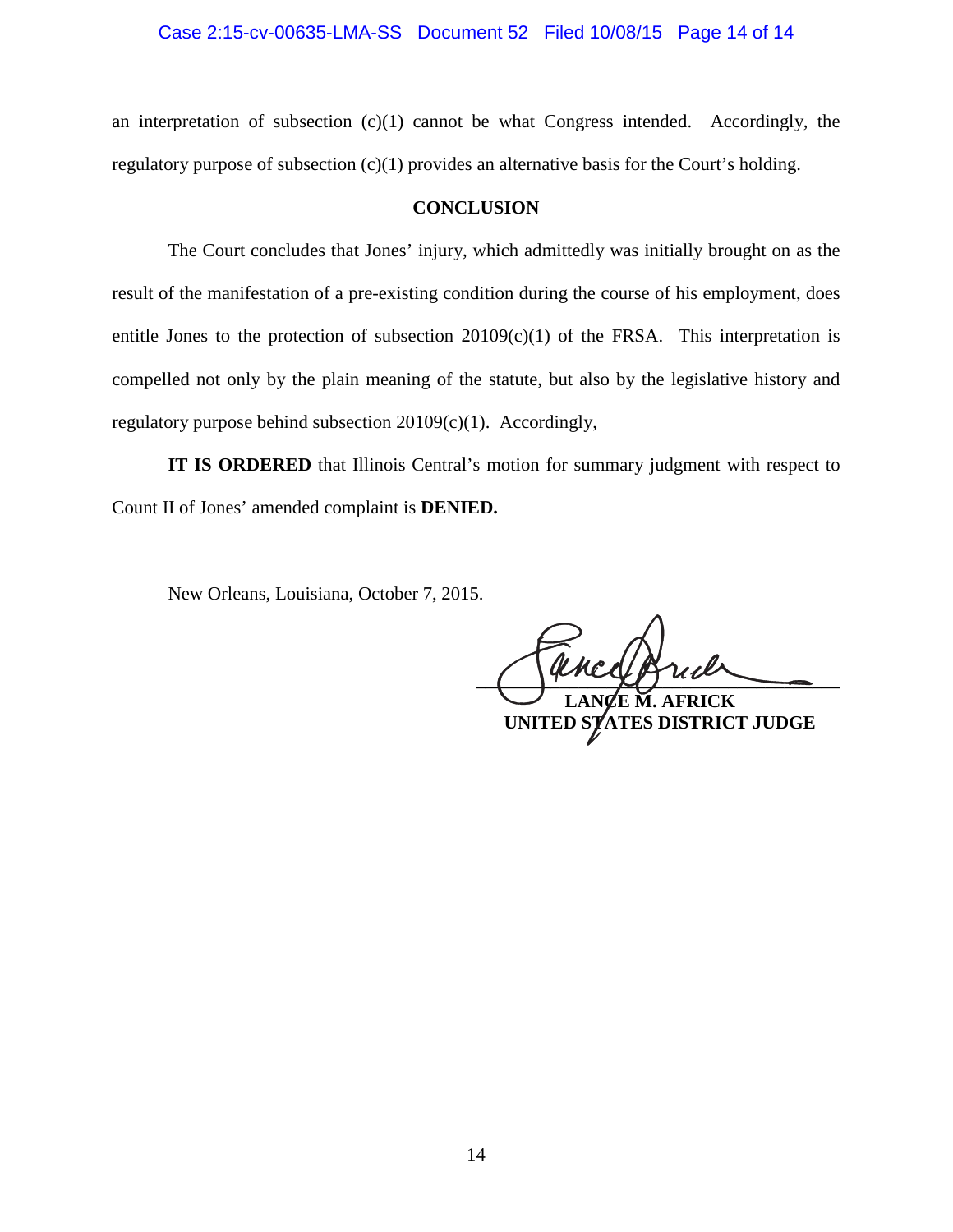an interpretation of subsection (c)(1) cannot be what Congress intended. Accordingly, the regulatory purpose of subsection (c)(1) provides an alternative basis for the Court's holding.

## CONCLUSION

The Court concludes that Jones' injury, which admittedly was initially brought on as the result of the manifestation of a pre-existing condition during the course of his employment, does entitle Jones to the protection of subsection 20109(c)(1) of the FRSA. This interpretation is compelled not only by the plain meaning of the statute, but also by the legislative history and regulatory purpose behind subsection 20109(c)(1). Accordingly,

**IT IS ORDERED** that Illinois Central's motion for summary judgment with respect to Count II of Jones' amended complaint is **DENIED.**

New Orleans, Louisiana, October 7, 2015.

**LANCE M. AFRICK**
**UNITED STATES DISTRICT JUDGE**